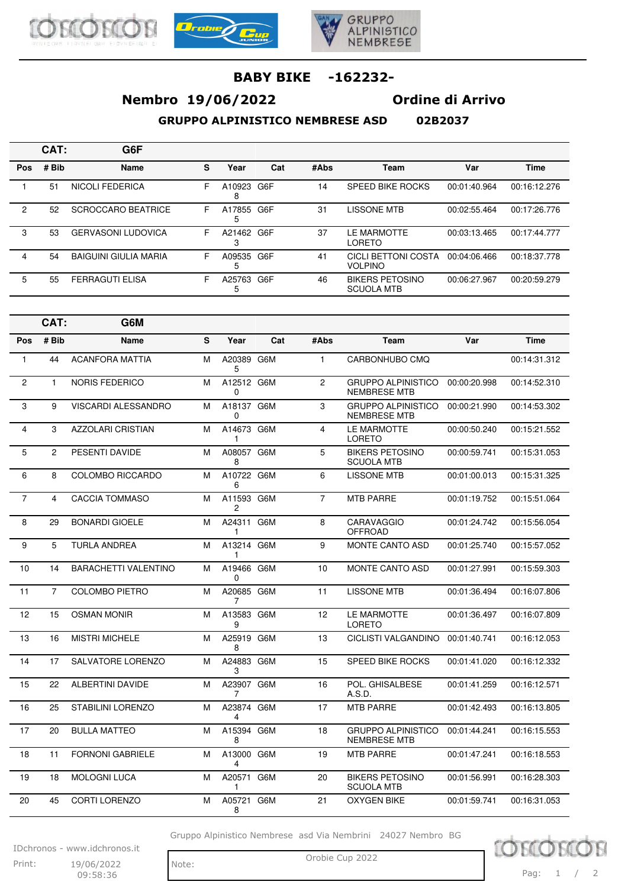# BABY BIKE -162232-

## Nembro 19/06/2022 Ordine di Arrivo

### GRUPPO ALPINISTICO NEMBRESE ASD 02B2037

**CAT: G6F**

| Pos | # Bib | Name | S | Year | Cat | #Abs | Team | Var | Time |
|---|---|---|---|---|---|---|---|---|---|
| 1 | 51 | NICOLI FEDERICA | F | A109238 | G6F | 14 | SPEED BIKE ROCKS | 00:01:40.964 | 00:16:12.276 |
| 2 | 52 | SCROCCARO BEATRICE | F | A178555 | G6F | 31 | LISSONE MTB | 00:02:55.464 | 00:17:26.776 |
| 3 | 53 | GERVASONI LUDOVICA | F | A214623 | G6F | 37 | LE MARMOTTE LORETO | 00:03:13.465 | 00:17:44.777 |
| 4 | 54 | BAIGUINI GIULIA MARIA | F | A095355 | G6F | 41 | CICLI BETTONI COSTA VOLPINO | 00:04:06.466 | 00:18:37.778 |
| 5 | 55 | FERRAGUTI ELISA | F | A257635 | G6F | 46 | BIKERS PETOSINO SCUOLA MTB | 00:06:27.967 | 00:20:59.279 |

**CAT: G6M**

| Pos | # Bib | Name | S | Year | Cat | #Abs | Team | Var | Time |
|---|---|---|---|---|---|---|---|---|---|
| 1 | 44 | ACANFORA MATTIA | M | A203895 | G6M | 1 | CARBONHUBO CMQ | | 00:14:31.312 |
| 2 | 1 | NORIS FEDERICO | M | A125120 | G6M | 2 | GRUPPO ALPINISTICO NEMBRESE MTB | 00:00:20.998 | 00:14:52.310 |
| 3 | 9 | VISCARDI ALESSANDRO | M | A181370 | G6M | 3 | GRUPPO ALPINISTICO NEMBRESE MTB | 00:00:21.990 | 00:14:53.302 |
| 4 | 3 | AZZOLARI CRISTIAN | M | A146731 | G6M | 4 | LE MARMOTTE LORETO | 00:00:50.240 | 00:15:21.552 |
| 5 | 2 | PESENTI DAVIDE | M | A080578 | G6M | 5 | BIKERS PETOSINO SCUOLA MTB | 00:00:59.741 | 00:15:31.053 |
| 6 | 8 | COLOMBO RICCARDO | M | A107226 | G6M | 6 | LISSONE MTB | 00:01:00.013 | 00:15:31.325 |
| 7 | 4 | CACCIA TOMMASO | M | A115932 | G6M | 7 | MTB PARRE | 00:01:19.752 | 00:15:51.064 |
| 8 | 29 | BONARDI GIOELE | M | A243111 | G6M | 8 | CARAVAGGIO OFFROAD | 00:01:24.742 | 00:15:56.054 |
| 9 | 5 | TURLA ANDREA | M | A132141 | G6M | 9 | MONTE CANTO ASD | 00:01:25.740 | 00:15:57.052 |
| 10 | 14 | BARACHETTI VALENTINO | M | A194660 | G6M | 10 | MONTE CANTO ASD | 00:01:27.991 | 00:15:59.303 |
| 11 | 7 | COLOMBO PIETRO | M | A206857 | G6M | 11 | LISSONE MTB | 00:01:36.494 | 00:16:07.806 |
| 12 | 15 | OSMAN MONIR | M | A135839 | G6M | 12 | LE MARMOTTE LORETO | 00:01:36.497 | 00:16:07.809 |
| 13 | 16 | MISTRI MICHELE | M | A259198 | G6M | 13 | CICLISTI VALGANDINO | 00:01:40.741 | 00:16:12.053 |
| 14 | 17 | SALVATORE LORENZO | M | A248833 | G6M | 15 | SPEED BIKE ROCKS | 00:01:41.020 | 00:16:12.332 |
| 15 | 22 | ALBERTINI DAVIDE | M | A239077 | G6M | 16 | POL. GHISALBESE A.S.D. | 00:01:41.259 | 00:16:12.571 |
| 16 | 25 | STABILINI LORENZO | M | A238744 | G6M | 17 | MTB PARRE | 00:01:42.493 | 00:16:13.805 |
| 17 | 20 | BULLA MATTEO | M | A153948 | G6M | 18 | GRUPPO ALPINISTICO NEMBRESE MTB | 00:01:44.241 | 00:16:15.553 |
| 18 | 11 | FORNONI GABRIELE | M | A130004 | G6M | 19 | MTB PARRE | 00:01:47.241 | 00:16:18.553 |
| 19 | 18 | MOLOGNI LUCA | M | A205711 | G6M | 20 | BIKERS PETOSINO SCUOLA MTB | 00:01:56.991 | 00:16:28.303 |
| 20 | 45 | CORTI LORENZO | M | A057218 | G6M | 21 | OXYGEN BIKE | 00:01:59.741 | 00:16:31.053 |

Gruppo Alpinistico Nembrese asd Via Nembrini 24027 Nembro BG

IDchronos - www.idchronos.it

Print: 19/06/2022 09:58:36

Note:

Orobie Cup 2022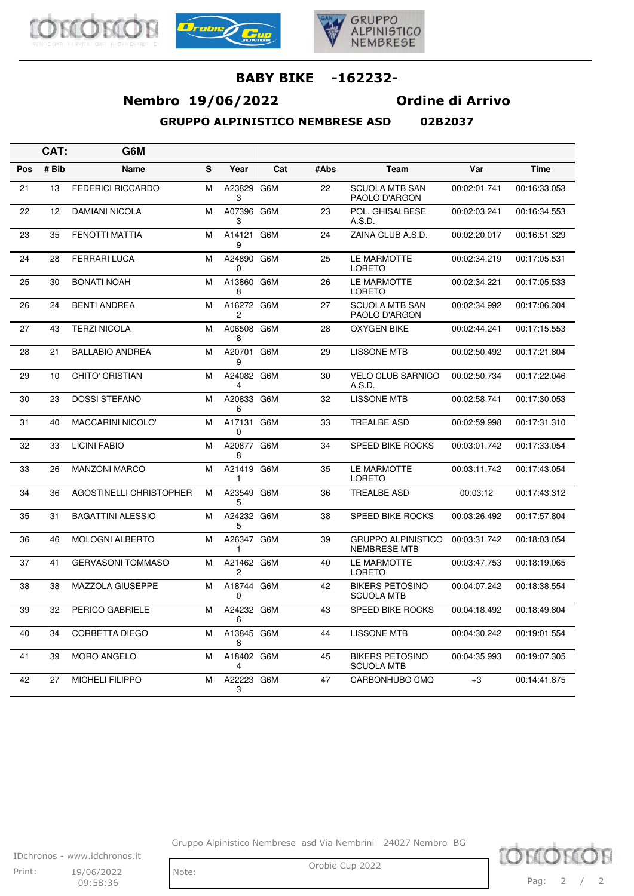# BABY BIKE -162232-

## Nembro 19/06/2022 Ordine di Arrivo

### GRUPPO ALPINISTICO NEMBRESE ASD 02B2037

**CAT: G6M**

| Pos | # Bib | Name | S | Year | Cat | #Abs | Team | Var | Time |
|---|---|---|---|---|---|---|---|---|---|
| 21 | 13 | FEDERICI RICCARDO | M | A238293 | G6M | 22 | SCUOLA MTB SAN PAOLO D'ARGON | 00:02:01.741 | 00:16:33.053 |
| 22 | 12 | DAMIANI NICOLA | M | A073963 | G6M | 23 | POL. GHISALBESE A.S.D. | 00:02:03.241 | 00:16:34.553 |
| 23 | 35 | FENOTTI MATTIA | M | A141219 | G6M | 24 | ZAINA CLUB A.S.D. | 00:02:20.017 | 00:16:51.329 |
| 24 | 28 | FERRARI LUCA | M | A248900 | G6M | 25 | LE MARMOTTE LORETO | 00:02:34.219 | 00:17:05.531 |
| 25 | 30 | BONATI NOAH | M | A138608 | G6M | 26 | LE MARMOTTE LORETO | 00:02:34.221 | 00:17:05.533 |
| 26 | 24 | BENTI ANDREA | M | A162722 | G6M | 27 | SCUOLA MTB SAN PAOLO D'ARGON | 00:02:34.992 | 00:17:06.304 |
| 27 | 43 | TERZI NICOLA | M | A065088 | G6M | 28 | OXYGEN BIKE | 00:02:44.241 | 00:17:15.553 |
| 28 | 21 | BALLABIO ANDREA | M | A207019 | G6M | 29 | LISSONE MTB | 00:02:50.492 | 00:17:21.804 |
| 29 | 10 | CHITO' CRISTIAN | M | A240824 | G6M | 30 | VELO CLUB SARNICO A.S.D. | 00:02:50.734 | 00:17:22.046 |
| 30 | 23 | DOSSI STEFANO | M | A208336 | G6M | 32 | LISSONE MTB | 00:02:58.741 | 00:17:30.053 |
| 31 | 40 | MACCARINI NICOLO' | M | A171310 | G6M | 33 | TREALBE ASD | 00:02:59.998 | 00:17:31.310 |
| 32 | 33 | LICINI FABIO | M | A208778 | G6M | 34 | SPEED BIKE ROCKS | 00:03:01.742 | 00:17:33.054 |
| 33 | 26 | MANZONI MARCO | M | A214191 | G6M | 35 | LE MARMOTTE LORETO | 00:03:11.742 | 00:17:43.054 |
| 34 | 36 | AGOSTINELLI CHRISTOPHER | M | A235495 | G6M | 36 | TREALBE ASD | 00:03:12 | 00:17:43.312 |
| 35 | 31 | BAGATTINI ALESSIO | M | A242325 | G6M | 38 | SPEED BIKE ROCKS | 00:03:26.492 | 00:17:57.804 |
| 36 | 46 | MOLOGNI ALBERTO | M | A263471 | G6M | 39 | GRUPPO ALPINISTICO NEMBRESE MTB | 00:03:31.742 | 00:18:03.054 |
| 37 | 41 | GERVASONI TOMMASO | M | A214622 | G6M | 40 | LE MARMOTTE LORETO | 00:03:47.753 | 00:18:19.065 |
| 38 | 38 | MAZZOLA GIUSEPPE | M | A187440 | G6M | 42 | BIKERS PETOSINO SCUOLA MTB | 00:04:07.242 | 00:18:38.554 |
| 39 | 32 | PERICO GABRIELE | M | A242326 | G6M | 43 | SPEED BIKE ROCKS | 00:04:18.492 | 00:18:49.804 |
| 40 | 34 | CORBETTA DIEGO | M | A138458 | G6M | 44 | LISSONE MTB | 00:04:30.242 | 00:19:01.554 |
| 41 | 39 | MORO ANGELO | M | A184024 | G6M | 45 | BIKERS PETOSINO SCUOLA MTB | 00:04:35.993 | 00:19:07.305 |
| 42 | 27 | MICHELI FILIPPO | M | A222233 | G6M | 47 | CARBONHUBO CMQ | +3 | 00:14:41.875 |

Gruppo Alpinistico Nembrese asd Via Nembrini 24027 Nembro BG

IDchronos - www.idchronos.it

Print: 19/06/2022 09:58:36

Note:

Orobie Cup 2022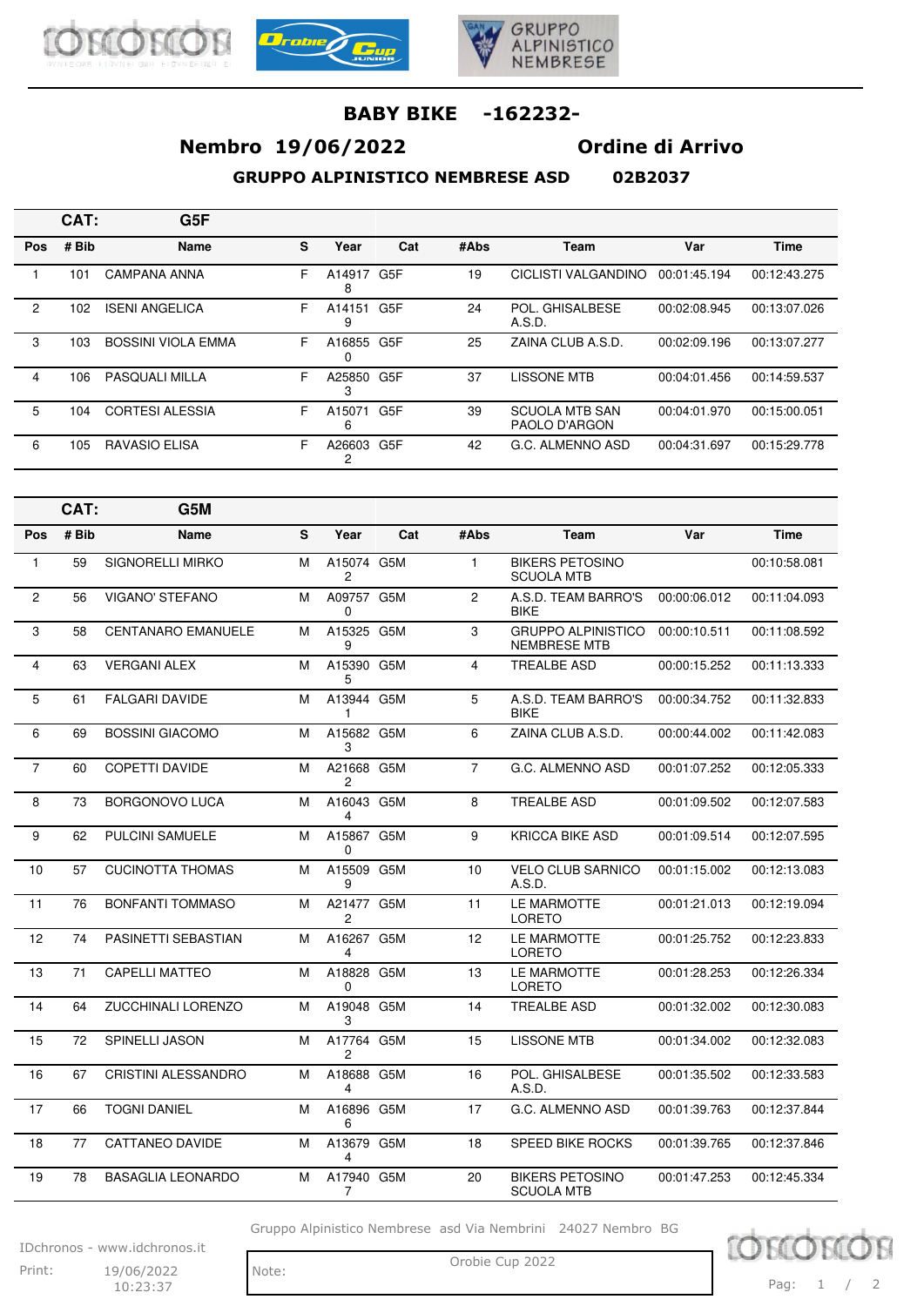# BABY BIKE -162232-

## Nembro 19/06/2022 Ordine di Arrivo

### GRUPPO ALPINISTICO NEMBRESE ASD 02B2037

**CAT: G5F**

| Pos | # Bib | Name | S | Year | Cat | #Abs | Team | Var | Time |
|---|---|---|---|---|---|---|---|---|---|
| 1 | 101 | CAMPANA ANNA | F | A149178 | G5F | 19 | CICLISTI VALGANDINO | 00:01:45.194 | 00:12:43.275 |
| 2 | 102 | ISENI ANGELICA | F | A141519 | G5F | 24 | POL. GHISALBESE A.S.D. | 00:02:08.945 | 00:13:07.026 |
| 3 | 103 | BOSSINI VIOLA EMMA | F | A168550 | G5F | 25 | ZAINA CLUB A.S.D. | 00:02:09.196 | 00:13:07.277 |
| 4 | 106 | PASQUALI MILLA | F | A258503 | G5F | 37 | LISSONE MTB | 00:04:01.456 | 00:14:59.537 |
| 5 | 104 | CORTESI ALESSIA | F | A150716 | G5F | 39 | SCUOLA MTB SAN PAOLO D'ARGON | 00:04:01.970 | 00:15:00.051 |
| 6 | 105 | RAVASIO ELISA | F | A266032 | G5F | 42 | G.C. ALMENNO ASD | 00:04:31.697 | 00:15:29.778 |

**CAT: G5M**

| Pos | # Bib | Name | S | Year | Cat | #Abs | Team | Var | Time |
|---|---|---|---|---|---|---|---|---|---|
| 1 | 59 | SIGNORELLI MIRKO | M | A150742 | G5M | 1 | BIKERS PETOSINO SCUOLA MTB | | 00:10:58.081 |
| 2 | 56 | VIGANO' STEFANO | M | A097570 | G5M | 2 | A.S.D. TEAM BARRO'S BIKE | 00:00:06.012 | 00:11:04.093 |
| 3 | 58 | CENTANARO EMANUELE | M | A153259 | G5M | 3 | GRUPPO ALPINISTICO NEMBRESE MTB | 00:00:10.511 | 00:11:08.592 |
| 4 | 63 | VERGANI ALEX | M | A153905 | G5M | 4 | TREALBE ASD | 00:00:15.252 | 00:11:13.333 |
| 5 | 61 | FALGARI DAVIDE | M | A139441 | G5M | 5 | A.S.D. TEAM BARRO'S BIKE | 00:00:34.752 | 00:11:32.833 |
| 6 | 69 | BOSSINI GIACOMO | M | A156823 | G5M | 6 | ZAINA CLUB A.S.D. | 00:00:44.002 | 00:11:42.083 |
| 7 | 60 | COPETTI DAVIDE | M | A216682 | G5M | 7 | G.C. ALMENNO ASD | 00:01:07.252 | 00:12:05.333 |
| 8 | 73 | BORGONOVO LUCA | M | A160434 | G5M | 8 | TREALBE ASD | 00:01:09.502 | 00:12:07.583 |
| 9 | 62 | PULCINI SAMUELE | M | A158670 | G5M | 9 | KRICCA BIKE ASD | 00:01:09.514 | 00:12:07.595 |
| 10 | 57 | CUCINOTTA THOMAS | M | A155099 | G5M | 10 | VELO CLUB SARNICO A.S.D. | 00:01:15.002 | 00:12:13.083 |
| 11 | 76 | BONFANTI TOMMASO | M | A214772 | G5M | 11 | LE MARMOTTE LORETO | 00:01:21.013 | 00:12:19.094 |
| 12 | 74 | PASINETTI SEBASTIAN | M | A162674 | G5M | 12 | LE MARMOTTE LORETO | 00:01:25.752 | 00:12:23.833 |
| 13 | 71 | CAPELLI MATTEO | M | A188280 | G5M | 13 | LE MARMOTTE LORETO | 00:01:28.253 | 00:12:26.334 |
| 14 | 64 | ZUCCHINALI LORENZO | M | A190483 | G5M | 14 | TREALBE ASD | 00:01:32.002 | 00:12:30.083 |
| 15 | 72 | SPINELLI JASON | M | A177642 | G5M | 15 | LISSONE MTB | 00:01:34.002 | 00:12:32.083 |
| 16 | 67 | CRISTINI ALESSANDRO | M | A186884 | G5M | 16 | POL. GHISALBESE A.S.D. | 00:01:35.502 | 00:12:33.583 |
| 17 | 66 | TOGNI DANIEL | M | A168966 | G5M | 17 | G.C. ALMENNO ASD | 00:01:39.763 | 00:12:37.844 |
| 18 | 77 | CATTANEO DAVIDE | M | A136794 | G5M | 18 | SPEED BIKE ROCKS | 00:01:39.765 | 00:12:37.846 |
| 19 | 78 | BASAGLIA LEONARDO | M | A179407 | G5M | 20 | BIKERS PETOSINO SCUOLA MTB | 00:01:47.253 | 00:12:45.334 |

Gruppo Alpinistico Nembrese asd Via Nembrini 24027 Nembro BG

IDchronos - www.idchronos.it

Print: 19/06/2022 10:23:37

Note: Orobie Cup 2022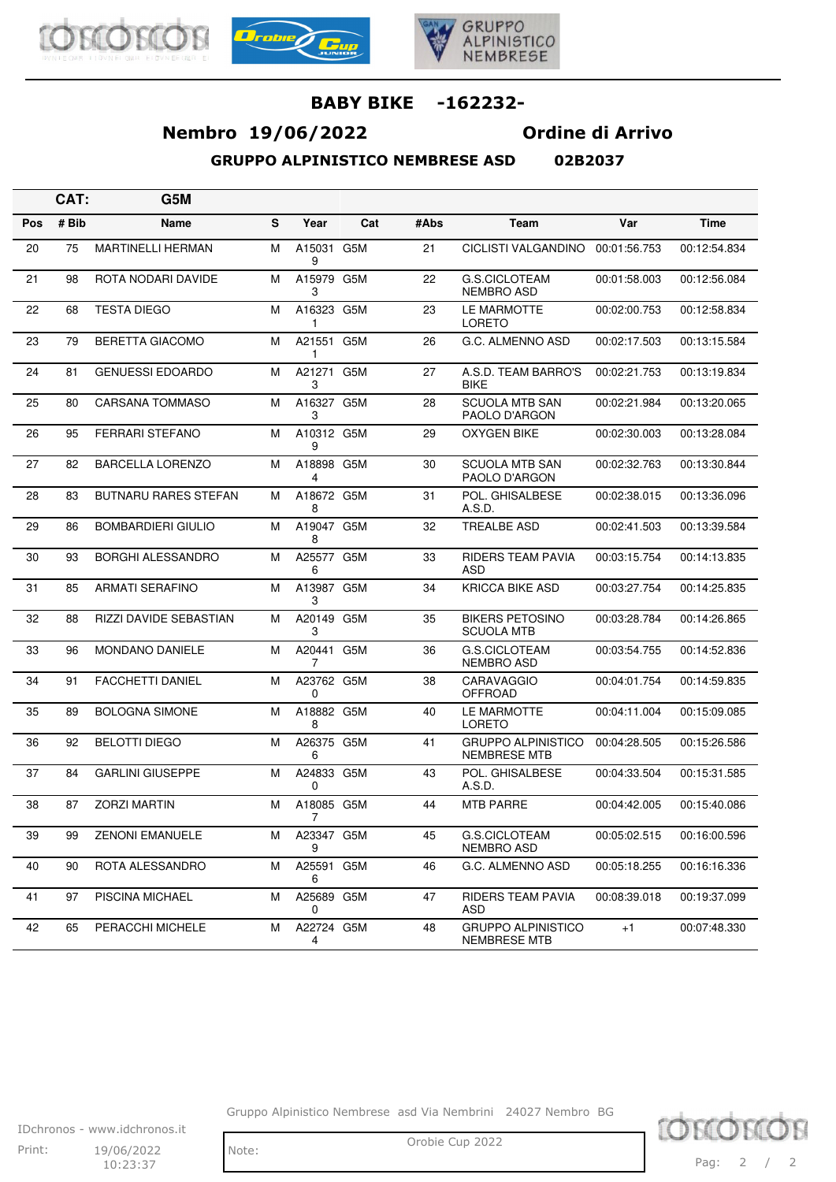# BABY BIKE -162232-

## Nembro 19/06/2022 Ordine di Arrivo

### GRUPPO ALPINISTICO NEMBRESE ASD 02B2037

**CAT: G5M**

| Pos | # Bib | Name | S | Year | Cat | #Abs | Team | Var | Time |
|---|---|---|---|---|---|---|---|---|---|
| 20 | 75 | MARTINELLI HERMAN | M | A150319 | G5M | 21 | CICLISTI VALGANDINO | 00:01:56.753 | 00:12:54.834 |
| 21 | 98 | ROTA NODARI DAVIDE | M | A159793 | G5M | 22 | G.S.CICLOTEAM NEMBRO ASD | 00:01:58.003 | 00:12:56.084 |
| 22 | 68 | TESTA DIEGO | M | A163231 | G5M | 23 | LE MARMOTTE LORETO | 00:02:00.753 | 00:12:58.834 |
| 23 | 79 | BERETTA GIACOMO | M | A215511 | G5M | 26 | G.C. ALMENNO ASD | 00:02:17.503 | 00:13:15.584 |
| 24 | 81 | GENUESSI EDOARDO | M | A212713 | G5M | 27 | A.S.D. TEAM BARRO'S BIKE | 00:02:21.753 | 00:13:19.834 |
| 25 | 80 | CARSANA TOMMASO | M | A163273 | G5M | 28 | SCUOLA MTB SAN PAOLO D'ARGON | 00:02:21.984 | 00:13:20.065 |
| 26 | 95 | FERRARI STEFANO | M | A103129 | G5M | 29 | OXYGEN BIKE | 00:02:30.003 | 00:13:28.084 |
| 27 | 82 | BARCELLA LORENZO | M | A188984 | G5M | 30 | SCUOLA MTB SAN PAOLO D'ARGON | 00:02:32.763 | 00:13:30.844 |
| 28 | 83 | BUTNARU RARES STEFAN | M | A186728 | G5M | 31 | POL. GHISALBESE A.S.D. | 00:02:38.015 | 00:13:36.096 |
| 29 | 86 | BOMBARDIERI GIULIO | M | A190478 | G5M | 32 | TREALBE ASD | 00:02:41.503 | 00:13:39.584 |
| 30 | 93 | BORGHI ALESSANDRO | M | A255776 | G5M | 33 | RIDERS TEAM PAVIA ASD | 00:03:15.754 | 00:14:13.835 |
| 31 | 85 | ARMATI SERAFINO | M | A139873 | G5M | 34 | KRICCA BIKE ASD | 00:03:27.754 | 00:14:25.835 |
| 32 | 88 | RIZZI DAVIDE SEBASTIAN | M | A201493 | G5M | 35 | BIKERS PETOSINO SCUOLA MTB | 00:03:28.784 | 00:14:26.865 |
| 33 | 96 | MONDANO DANIELE | M | A204417 | G5M | 36 | G.S.CICLOTEAM NEMBRO ASD | 00:03:54.755 | 00:14:52.836 |
| 34 | 91 | FACCHETTI DANIEL | M | A237620 | G5M | 38 | CARAVAGGIO OFFROAD | 00:04:01.754 | 00:14:59.835 |
| 35 | 89 | BOLOGNA SIMONE | M | A188828 | G5M | 40 | LE MARMOTTE LORETO | 00:04:11.004 | 00:15:09.085 |
| 36 | 92 | BELOTTI DIEGO | M | A263756 | G5M | 41 | GRUPPO ALPINISTICO NEMBRESE MTB | 00:04:28.505 | 00:15:26.586 |
| 37 | 84 | GARLINI GIUSEPPE | M | A248330 | G5M | 43 | POL. GHISALBESE A.S.D. | 00:04:33.504 | 00:15:31.585 |
| 38 | 87 | ZORZI MARTIN | M | A180857 | G5M | 44 | MTB PARRE | 00:04:42.005 | 00:15:40.086 |
| 39 | 99 | ZENONI EMANUELE | M | A233479 | G5M | 45 | G.S.CICLOTEAM NEMBRO ASD | 00:05:02.515 | 00:16:00.596 |
| 40 | 90 | ROTA ALESSANDRO | M | A255916 | G5M | 46 | G.C. ALMENNO ASD | 00:05:18.255 | 00:16:16.336 |
| 41 | 97 | PISCINA MICHAEL | M | A256890 | G5M | 47 | RIDERS TEAM PAVIA ASD | 00:08:39.018 | 00:19:37.099 |
| 42 | 65 | PERACCHI MICHELE | M | A227244 | G5M | 48 | GRUPPO ALPINISTICO NEMBRESE MTB | +1 | 00:07:48.330 |

Gruppo Alpinistico Nembrese asd Via Nembrini 24027 Nembro BG

IDchronos - www.idchronos.it

Print: 19/06/2022 10:23:37

Note:

Orobie Cup 2022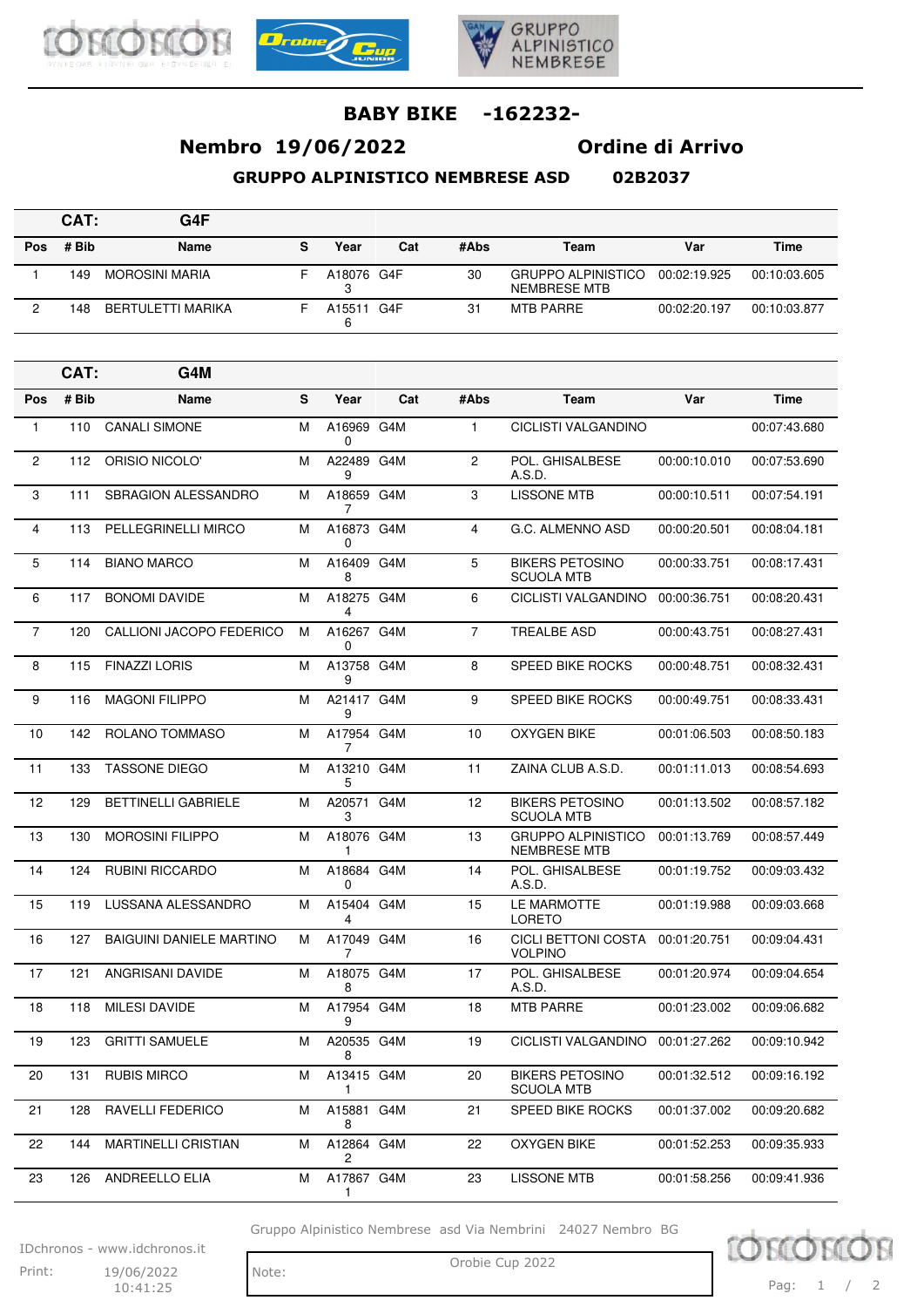# BABY BIKE -162232-

## Nembro 19/06/2022 Ordine di Arrivo

### GRUPPO ALPINISTICO NEMBRESE ASD 02B2037

**CAT: G4F**

| Pos | # Bib | Name | S | Year | Cat | #Abs | Team | Var | Time |
|---|---|---|---|---|---|---|---|---|---|
| 1 | 149 | MOROSINI MARIA | F | A180763 | G4F | 30 | GRUPPO ALPINISTICO NEMBRESE MTB | 00:02:19.925 | 00:10:03.605 |
| 2 | 148 | BERTULETTI MARIKA | F | A155116 | G4F | 31 | MTB PARRE | 00:02:20.197 | 00:10:03.877 |

**CAT: G4M**

| Pos | # Bib | Name | S | Year | Cat | #Abs | Team | Var | Time |
|---|---|---|---|---|---|---|---|---|---|
| 1 | 110 | CANALI SIMONE | M | A169690 | G4M | 1 | CICLISTI VALGANDINO | | 00:07:43.680 |
| 2 | 112 | ORISIO NICOLO' | M | A224899 | G4M | 2 | POL. GHISALBESE A.S.D. | 00:00:10.010 | 00:07:53.690 |
| 3 | 111 | SBRAGION ALESSANDRO | M | A186597 | G4M | 3 | LISSONE MTB | 00:00:10.511 | 00:07:54.191 |
| 4 | 113 | PELLEGRINELLI MIRCO | M | A168730 | G4M | 4 | G.C. ALMENNO ASD | 00:00:20.501 | 00:08:04.181 |
| 5 | 114 | BIANO MARCO | M | A164098 | G4M | 5 | BIKERS PETOSINO SCUOLA MTB | 00:00:33.751 | 00:08:17.431 |
| 6 | 117 | BONOMI DAVIDE | M | A182754 | G4M | 6 | CICLISTI VALGANDINO | 00:00:36.751 | 00:08:20.431 |
| 7 | 120 | CALLIONI JACOPO FEDERICO | M | A162670 | G4M | 7 | TREALBE ASD | 00:00:43.751 | 00:08:27.431 |
| 8 | 115 | FINAZZI LORIS | M | A137589 | G4M | 8 | SPEED BIKE ROCKS | 00:00:48.751 | 00:08:32.431 |
| 9 | 116 | MAGONI FILIPPO | M | A214179 | G4M | 9 | SPEED BIKE ROCKS | 00:00:49.751 | 00:08:33.431 |
| 10 | 142 | ROLANO TOMMASO | M | A179547 | G4M | 10 | OXYGEN BIKE | 00:01:06.503 | 00:08:50.183 |
| 11 | 133 | TASSONE DIEGO | M | A132105 | G4M | 11 | ZAINA CLUB A.S.D. | 00:01:11.013 | 00:08:54.693 |
| 12 | 129 | BETTINELLI GABRIELE | M | A205713 | G4M | 12 | BIKERS PETOSINO SCUOLA MTB | 00:01:13.502 | 00:08:57.182 |
| 13 | 130 | MOROSINI FILIPPO | M | A180761 | G4M | 13 | GRUPPO ALPINISTICO NEMBRESE MTB | 00:01:13.769 | 00:08:57.449 |
| 14 | 124 | RUBINI RICCARDO | M | A186840 | G4M | 14 | POL. GHISALBESE A.S.D. | 00:01:19.752 | 00:09:03.432 |
| 15 | 119 | LUSSANA ALESSANDRO | M | A154044 | G4M | 15 | LE MARMOTTE LORETO | 00:01:19.988 | 00:09:03.668 |
| 16 | 127 | BAIGUINI DANIELE MARTINO | M | A170497 | G4M | 16 | CICLI BETTONI COSTA VOLPINO | 00:01:20.751 | 00:09:04.431 |
| 17 | 121 | ANGRISANI DAVIDE | M | A180758 | G4M | 17 | POL. GHISALBESE A.S.D. | 00:01:20.974 | 00:09:04.654 |
| 18 | 118 | MILESI DAVIDE | M | A179549 | G4M | 18 | MTB PARRE | 00:01:23.002 | 00:09:06.682 |
| 19 | 123 | GRITTI SAMUELE | M | A205358 | G4M | 19 | CICLISTI VALGANDINO | 00:01:27.262 | 00:09:10.942 |
| 20 | 131 | RUBIS MIRCO | M | A134151 | G4M | 20 | BIKERS PETOSINO SCUOLA MTB | 00:01:32.512 | 00:09:16.192 |
| 21 | 128 | RAVELLI FEDERICO | M | A158818 | G4M | 21 | SPEED BIKE ROCKS | 00:01:37.002 | 00:09:20.682 |
| 22 | 144 | MARTINELLI CRISTIAN | M | A128642 | G4M | 22 | OXYGEN BIKE | 00:01:52.253 | 00:09:35.933 |
| 23 | 126 | ANDREELLO ELIA | M | A178671 | G4M | 23 | LISSONE MTB | 00:01:58.256 | 00:09:41.936 |

Gruppo Alpinistico Nembrese asd Via Nembrini 24027 Nembro BG

IDchronos - www.idchronos.it

Print: 19/06/2022 10:41:25

Note:

Orobie Cup 2022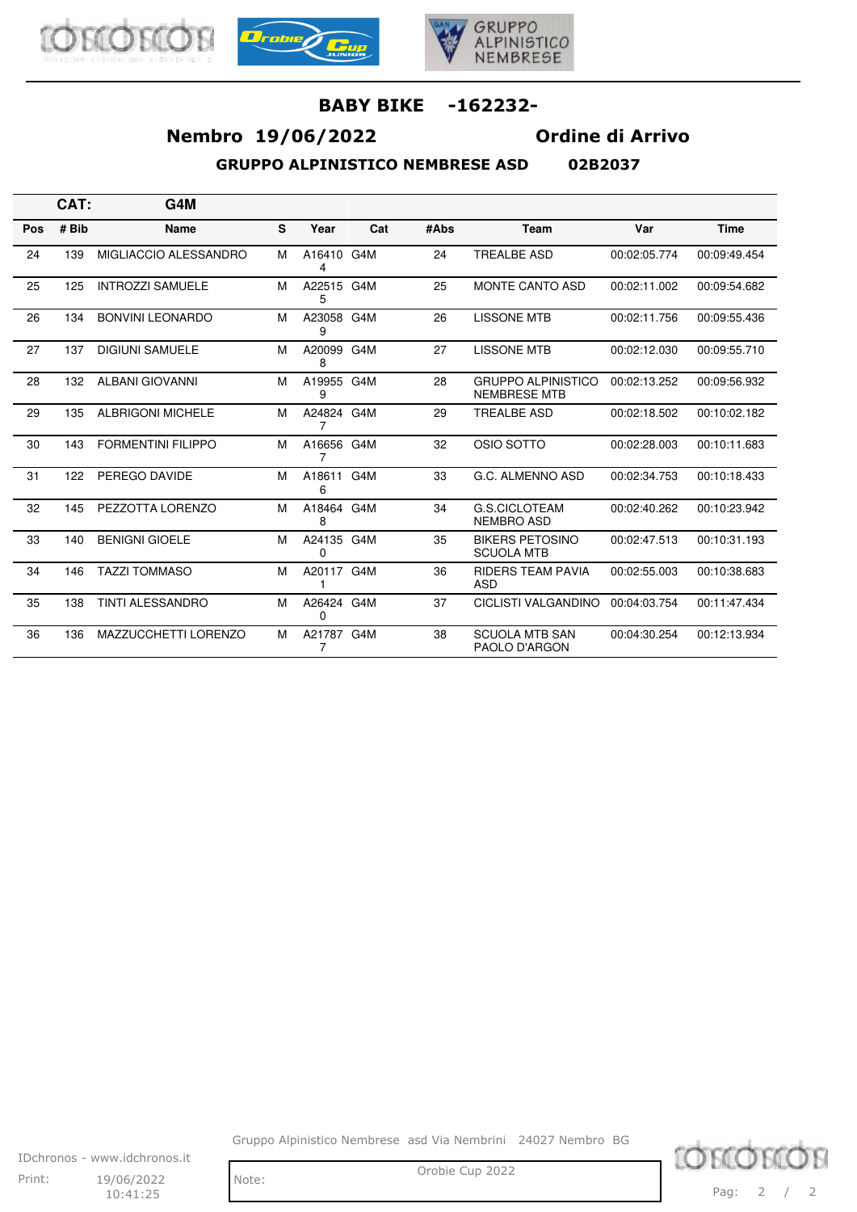## BABY BIKE -162232-

**Nembro 19/06/2022** **Ordine di Arrivo**

**GRUPPO ALPINISTICO NEMBRESE ASD 02B2037**

| CAT: | G4M | | | | | | | | |
|---|---|---|---|---|---|---|---|---|---|
| Pos | # Bib | Name | S | Year | Cat | #Abs | Team | Var | Time |
| 24 | 139 | MIGLIACCIO ALESSANDRO | M | A164104 | G4M | 24 | TREALBE ASD | 00:02:05.774 | 00:09:49.454 |
| 25 | 125 | INTROZZI SAMUELE | M | A225155 | G4M | 25 | MONTE CANTO ASD | 00:02:11.002 | 00:09:54.682 |
| 26 | 134 | BONVINI LEONARDO | M | A230589 | G4M | 26 | LISSONE MTB | 00:02:11.756 | 00:09:55.436 |
| 27 | 137 | DIGIUNI SAMUELE | M | A200998 | G4M | 27 | LISSONE MTB | 00:02:12.030 | 00:09:55.710 |
| 28 | 132 | ALBANI GIOVANNI | M | A199559 | G4M | 28 | GRUPPO ALPINISTICO NEMBRESE MTB | 00:02:13.252 | 00:09:56.932 |
| 29 | 135 | ALBRIGONI MICHELE | M | A248247 | G4M | 29 | TREALBE ASD | 00:02:18.502 | 00:10:02.182 |
| 30 | 143 | FORMENTINI FILIPPO | M | A166567 | G4M | 32 | OSIO SOTTO | 00:02:28.003 | 00:10:11.683 |
| 31 | 122 | PEREGO DAVIDE | M | A186116 | G4M | 33 | G.C. ALMENNO ASD | 00:02:34.753 | 00:10:18.433 |
| 32 | 145 | PEZZOTTA LORENZO | M | A184648 | G4M | 34 | G.S.CICLOTEAM NEMBRO ASD | 00:02:40.262 | 00:10:23.942 |
| 33 | 140 | BENIGNI GIOELE | M | A241350 | G4M | 35 | BIKERS PETOSINO SCUOLA MTB | 00:02:47.513 | 00:10:31.193 |
| 34 | 146 | TAZZI TOMMASO | M | A201171 | G4M | 36 | RIDERS TEAM PAVIA ASD | 00:02:55.003 | 00:10:38.683 |
| 35 | 138 | TINTI ALESSANDRO | M | A264240 | G4M | 37 | CICLISTI VALGANDINO | 00:04:03.754 | 00:11:47.434 |
| 36 | 136 | MAZZUCCHETTI LORENZO | M | A217877 | G4M | 38 | SCUOLA MTB SAN PAOLO D'ARGON | 00:04:30.254 | 00:12:13.934 |

Gruppo Alpinistico Nembrese asd Via Nembrini 24027 Nembro BG

IDchronos - www.idchronos.it

Print: 19/06/2022 10:41:25

Note:

Orobie Cup 2022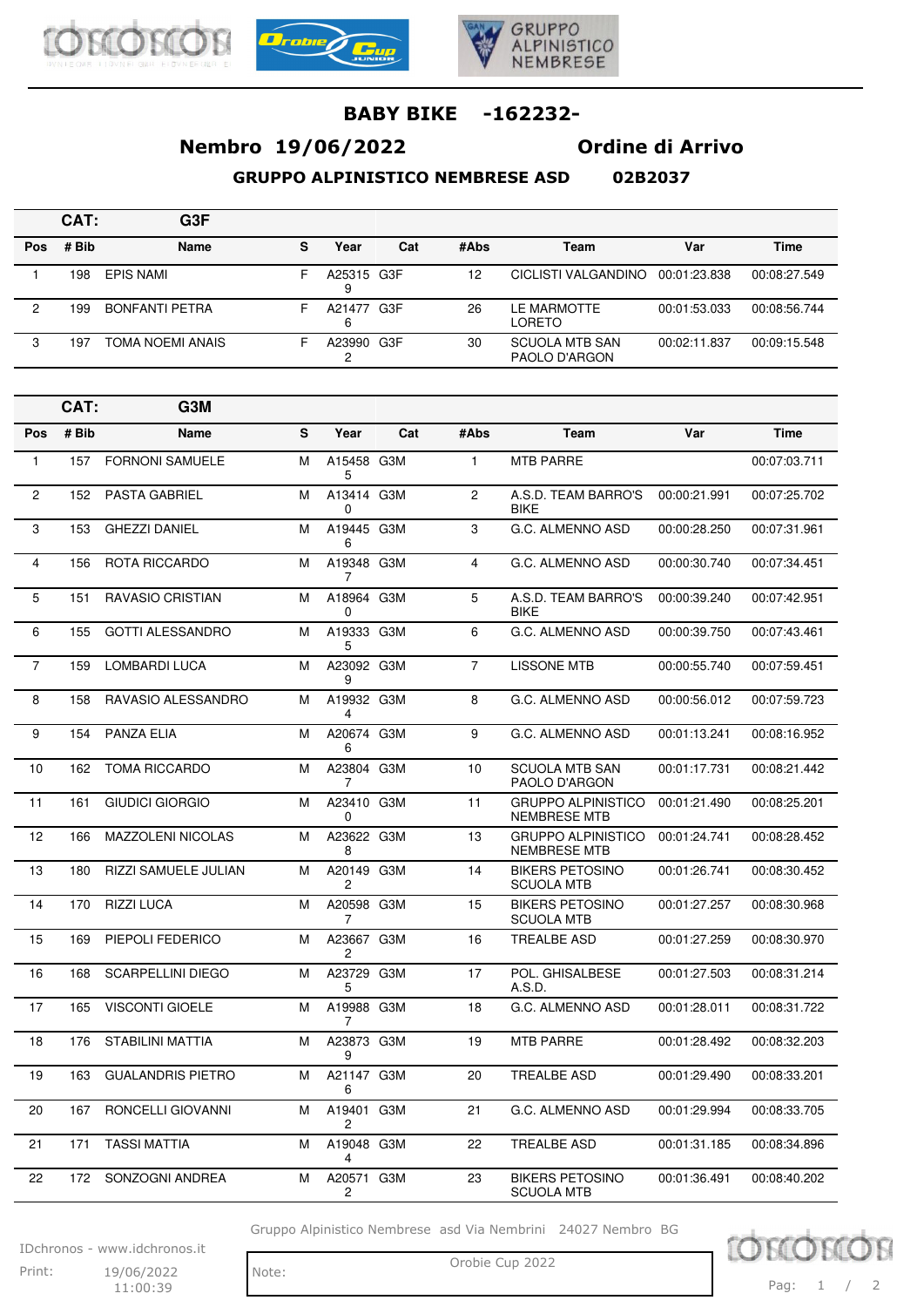# BABY BIKE -162232-

## Nembro 19/06/2022 Ordine di Arrivo

### GRUPPO ALPINISTICO NEMBRESE ASD 02B2037

**CAT: G3F**

| Pos | # Bib | Name | S | Year | Cat | #Abs | Team | Var | Time |
|---|---|---|---|---|---|---|---|---|---|
| 1 | 198 | EPIS NAMI | F | A253159 | G3F | 12 | CICLISTI VALGANDINO | 00:01:23.838 | 00:08:27.549 |
| 2 | 199 | BONFANTI PETRA | F | A214776 | G3F | 26 | LE MARMOTTE LORETO | 00:01:53.033 | 00:08:56.744 |
| 3 | 197 | TOMA NOEMI ANAIS | F | A239902 | G3F | 30 | SCUOLA MTB SAN PAOLO D'ARGON | 00:02:11.837 | 00:09:15.548 |

**CAT: G3M**

| Pos | # Bib | Name | S | Year | Cat | #Abs | Team | Var | Time |
|---|---|---|---|---|---|---|---|---|---|
| 1 | 157 | FORNONI SAMUELE | M | A154585 | G3M | 1 | MTB PARRE | | 00:07:03.711 |
| 2 | 152 | PASTA GABRIEL | M | A134140 | G3M | 2 | A.S.D. TEAM BARRO'S BIKE | 00:00:21.991 | 00:07:25.702 |
| 3 | 153 | GHEZZI DANIEL | M | A194456 | G3M | 3 | G.C. ALMENNO ASD | 00:00:28.250 | 00:07:31.961 |
| 4 | 156 | ROTA RICCARDO | M | A193487 | G3M | 4 | G.C. ALMENNO ASD | 00:00:30.740 | 00:07:34.451 |
| 5 | 151 | RAVASIO CRISTIAN | M | A189640 | G3M | 5 | A.S.D. TEAM BARRO'S BIKE | 00:00:39.240 | 00:07:42.951 |
| 6 | 155 | GOTTI ALESSANDRO | M | A193335 | G3M | 6 | G.C. ALMENNO ASD | 00:00:39.750 | 00:07:43.461 |
| 7 | 159 | LOMBARDI LUCA | M | A230929 | G3M | 7 | LISSONE MTB | 00:00:55.740 | 00:07:59.451 |
| 8 | 158 | RAVASIO ALESSANDRO | M | A199324 | G3M | 8 | G.C. ALMENNO ASD | 00:00:56.012 | 00:07:59.723 |
| 9 | 154 | PANZA ELIA | M | A206746 | G3M | 9 | G.C. ALMENNO ASD | 00:01:13.241 | 00:08:16.952 |
| 10 | 162 | TOMA RICCARDO | M | A238047 | G3M | 10 | SCUOLA MTB SAN PAOLO D'ARGON | 00:01:17.731 | 00:08:21.442 |
| 11 | 161 | GIUDICI GIORGIO | M | A234100 | G3M | 11 | GRUPPO ALPINISTICO NEMBRESE MTB | 00:01:21.490 | 00:08:25.201 |
| 12 | 166 | MAZZOLENI NICOLAS | M | A236228 | G3M | 13 | GRUPPO ALPINISTICO NEMBRESE MTB | 00:01:24.741 | 00:08:28.452 |
| 13 | 180 | RIZZI SAMUELE JULIAN | M | A201492 | G3M | 14 | BIKERS PETOSINO SCUOLA MTB | 00:01:26.741 | 00:08:30.452 |
| 14 | 170 | RIZZI LUCA | M | A205987 | G3M | 15 | BIKERS PETOSINO SCUOLA MTB | 00:01:27.257 | 00:08:30.968 |
| 15 | 169 | PIEPOLI FEDERICO | M | A236672 | G3M | 16 | TREALBE ASD | 00:01:27.259 | 00:08:30.970 |
| 16 | 168 | SCARPELLINI DIEGO | M | A237295 | G3M | 17 | POL. GHISALBESE A.S.D. | 00:01:27.503 | 00:08:31.214 |
| 17 | 165 | VISCONTI GIOELE | M | A199887 | G3M | 18 | G.C. ALMENNO ASD | 00:01:28.011 | 00:08:31.722 |
| 18 | 176 | STABILINI MATTIA | M | A238739 | G3M | 19 | MTB PARRE | 00:01:28.492 | 00:08:32.203 |
| 19 | 163 | GUALANDRIS PIETRO | M | A211476 | G3M | 20 | TREALBE ASD | 00:01:29.490 | 00:08:33.201 |
| 20 | 167 | RONCELLI GIOVANNI | M | A194012 | G3M | 21 | G.C. ALMENNO ASD | 00:01:29.994 | 00:08:33.705 |
| 21 | 171 | TASSI MATTIA | M | A190484 | G3M | 22 | TREALBE ASD | 00:01:31.185 | 00:08:34.896 |
| 22 | 172 | SONZOGNI ANDREA | M | A205712 | G3M | 23 | BIKERS PETOSINO SCUOLA MTB | 00:01:36.491 | 00:08:40.202 |

Gruppo Alpinistico Nembrese asd Via Nembrini 24027 Nembro BG

IDchronos - www.idchronos.it

Print: 19/06/2022 11:00:39

Note:

Orobie Cup 2022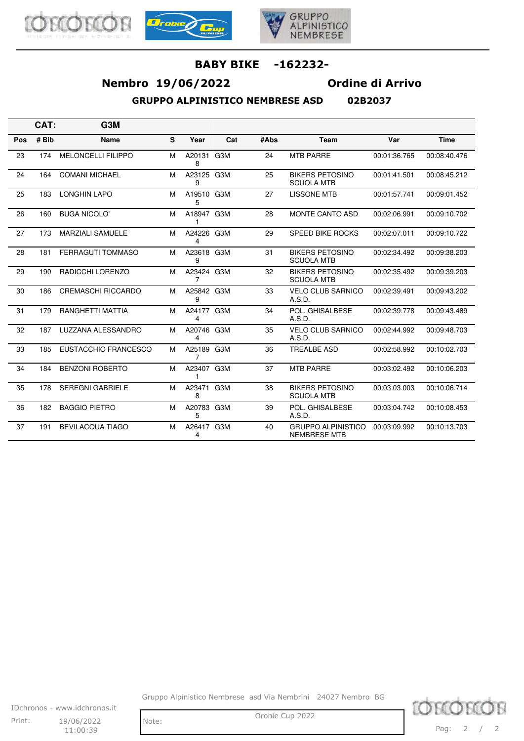# BABY BIKE -162232-

## Nembro 19/06/2022 Ordine di Arrivo

### GRUPPO ALPINISTICO NEMBRESE ASD 02B2037

| CAT: | G3M | | | | | | | | |
|---|---|---|---|---|---|---|---|---|---|
| **Pos** | **# Bib** | **Name** | **S** | **Year** | **Cat** | **#Abs** | **Team** | **Var** | **Time** |
| 23 | 174 | MELONCELLI FILIPPO | M | A201318 | G3M | 24 | MTB PARRE | 00:01:36.765 | 00:08:40.476 |
| 24 | 164 | COMANI MICHAEL | M | A231259 | G3M | 25 | BIKERS PETOSINO SCUOLA MTB | 00:01:41.501 | 00:08:45.212 |
| 25 | 183 | LONGHIN LAPO | M | A195105 | G3M | 27 | LISSONE MTB | 00:01:57.741 | 00:09:01.452 |
| 26 | 160 | BUGA NICOLO' | M | A189471 | G3M | 28 | MONTE CANTO ASD | 00:02:06.991 | 00:09:10.702 |
| 27 | 173 | MARZIALI SAMUELE | M | A242264 | G3M | 29 | SPEED BIKE ROCKS | 00:02:07.011 | 00:09:10.722 |
| 28 | 181 | FERRAGUTI TOMMASO | M | A236189 | G3M | 31 | BIKERS PETOSINO SCUOLA MTB | 00:02:34.492 | 00:09:38.203 |
| 29 | 190 | RADICCHI LORENZO | M | A234247 | G3M | 32 | BIKERS PETOSINO SCUOLA MTB | 00:02:35.492 | 00:09:39.203 |
| 30 | 186 | CREMASCHI RICCARDO | M | A258429 | G3M | 33 | VELO CLUB SARNICO A.S.D. | 00:02:39.491 | 00:09:43.202 |
| 31 | 179 | RANGHETTI MATTIA | M | A241774 | G3M | 34 | POL. GHISALBESE A.S.D. | 00:02:39.778 | 00:09:43.489 |
| 32 | 187 | LUZZANA ALESSANDRO | M | A207464 | G3M | 35 | VELO CLUB SARNICO A.S.D. | 00:02:44.992 | 00:09:48.703 |
| 33 | 185 | EUSTACCHIO FRANCESCO | M | A251897 | G3M | 36 | TREALBE ASD | 00:02:58.992 | 00:10:02.703 |
| 34 | 184 | BENZONI ROBERTO | M | A234071 | G3M | 37 | MTB PARRE | 00:03:02.492 | 00:10:06.203 |
| 35 | 178 | SEREGNI GABRIELE | M | A234718 | G3M | 38 | BIKERS PETOSINO SCUOLA MTB | 00:03:03.003 | 00:10:06.714 |
| 36 | 182 | BAGGIO PIETRO | M | A207835 | G3M | 39 | POL. GHISALBESE A.S.D. | 00:03:04.742 | 00:10:08.453 |
| 37 | 191 | BEVILACQUA TIAGO | M | A264174 | G3M | 40 | GRUPPO ALPINISTICO NEMBRESE MTB | 00:03:09.992 | 00:10:13.703 |

Gruppo Alpinistico Nembrese asd Via Nembrini 24027 Nembro BG

IDchronos - www.idchronos.it

Print: 19/06/2022 11:00:39

Note: Orobie Cup 2022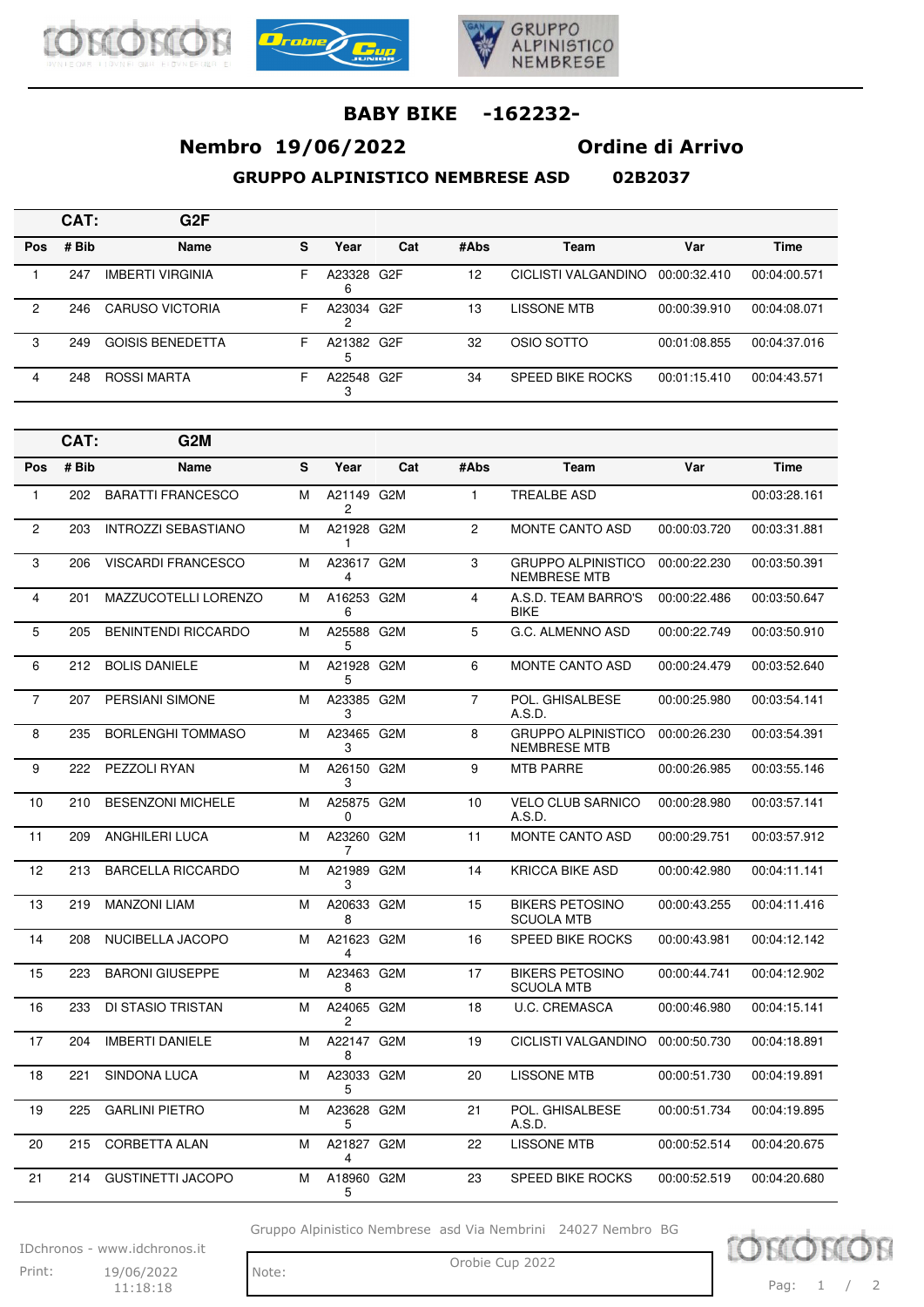# BABY BIKE -162232-

## Nembro 19/06/2022 Ordine di Arrivo

**GRUPPO ALPINISTICO NEMBRESE ASD 02B2037**

**CAT: G2F**

| Pos | # Bib | Name | S | Year | Cat | #Abs | Team | Var | Time |
|---|---|---|---|---|---|---|---|---|---|
| 1 | 247 | IMBERTI VIRGINIA | F | A233286 | G2F | 12 | CICLISTI VALGANDINO | 00:00:32.410 | 00:04:00.571 |
| 2 | 246 | CARUSO VICTORIA | F | A230342 | G2F | 13 | LISSONE MTB | 00:00:39.910 | 00:04:08.071 |
| 3 | 249 | GOISIS BENEDETTA | F | A213825 | G2F | 32 | OSIO SOTTO | 00:01:08.855 | 00:04:37.016 |
| 4 | 248 | ROSSI MARTA | F | A225483 | G2F | 34 | SPEED BIKE ROCKS | 00:01:15.410 | 00:04:43.571 |

**CAT: G2M**

| Pos | # Bib | Name | S | Year | Cat | #Abs | Team | Var | Time |
|---|---|---|---|---|---|---|---|---|---|
| 1 | 202 | BARATTI FRANCESCO | M | A211492 | G2M | 1 | TREALBE ASD | | 00:03:28.161 |
| 2 | 203 | INTROZZI SEBASTIANO | M | A219281 | G2M | 2 | MONTE CANTO ASD | 00:00:03.720 | 00:03:31.881 |
| 3 | 206 | VISCARDI FRANCESCO | M | A236174 | G2M | 3 | GRUPPO ALPINISTICO NEMBRESE MTB | 00:00:22.230 | 00:03:50.391 |
| 4 | 201 | MAZZUCOTELLI LORENZO | M | A162536 | G2M | 4 | A.S.D. TEAM BARRO'S BIKE | 00:00:22.486 | 00:03:50.647 |
| 5 | 205 | BENINTENDI RICCARDO | M | A255885 | G2M | 5 | G.C. ALMENNO ASD | 00:00:22.749 | 00:03:50.910 |
| 6 | 212 | BOLIS DANIELE | M | A219285 | G2M | 6 | MONTE CANTO ASD | 00:00:24.479 | 00:03:52.640 |
| 7 | 207 | PERSIANI SIMONE | M | A233853 | G2M | 7 | POL. GHISALBESE A.S.D. | 00:00:25.980 | 00:03:54.141 |
| 8 | 235 | BORLENGHI TOMMASO | M | A234653 | G2M | 8 | GRUPPO ALPINISTICO NEMBRESE MTB | 00:00:26.230 | 00:03:54.391 |
| 9 | 222 | PEZZOLI RYAN | M | A261503 | G2M | 9 | MTB PARRE | 00:00:26.985 | 00:03:55.146 |
| 10 | 210 | BESENZONI MICHELE | M | A258750 | G2M | 10 | VELO CLUB SARNICO A.S.D. | 00:00:28.980 | 00:03:57.141 |
| 11 | 209 | ANGHILERI LUCA | M | A232607 | G2M | 11 | MONTE CANTO ASD | 00:00:29.751 | 00:03:57.912 |
| 12 | 213 | BARCELLA RICCARDO | M | A219893 | G2M | 14 | KRICCA BIKE ASD | 00:00:42.980 | 00:04:11.141 |
| 13 | 219 | MANZONI LIAM | M | A206338 | G2M | 15 | BIKERS PETOSINO SCUOLA MTB | 00:00:43.255 | 00:04:11.416 |
| 14 | 208 | NUCIBELLA JACOPO | M | A216234 | G2M | 16 | SPEED BIKE ROCKS | 00:00:43.981 | 00:04:12.142 |
| 15 | 223 | BARONI GIUSEPPE | M | A234638 | G2M | 17 | BIKERS PETOSINO SCUOLA MTB | 00:00:44.741 | 00:04:12.902 |
| 16 | 233 | DI STASIO TRISTAN | M | A240652 | G2M | 18 | U.C. CREMASCA | 00:00:46.980 | 00:04:15.141 |
| 17 | 204 | IMBERTI DANIELE | M | A221478 | G2M | 19 | CICLISTI VALGANDINO | 00:00:50.730 | 00:04:18.891 |
| 18 | 221 | SINDONA LUCA | M | A230335 | G2M | 20 | LISSONE MTB | 00:00:51.730 | 00:04:19.891 |
| 19 | 225 | GARLINI PIETRO | M | A236285 | G2M | 21 | POL. GHISALBESE A.S.D. | 00:00:51.734 | 00:04:19.895 |
| 20 | 215 | CORBETTA ALAN | M | A218274 | G2M | 22 | LISSONE MTB | 00:00:52.514 | 00:04:20.675 |
| 21 | 214 | GUSTINETTI JACOPO | M | A189605 | G2M | 23 | SPEED BIKE ROCKS | 00:00:52.519 | 00:04:20.680 |

Gruppo Alpinistico Nembrese asd Via Nembrini 24027 Nembro BG

IDchronos - www.idchronos.it

Print: 19/06/2022 11:18:18

Note:

Orobie Cup 2022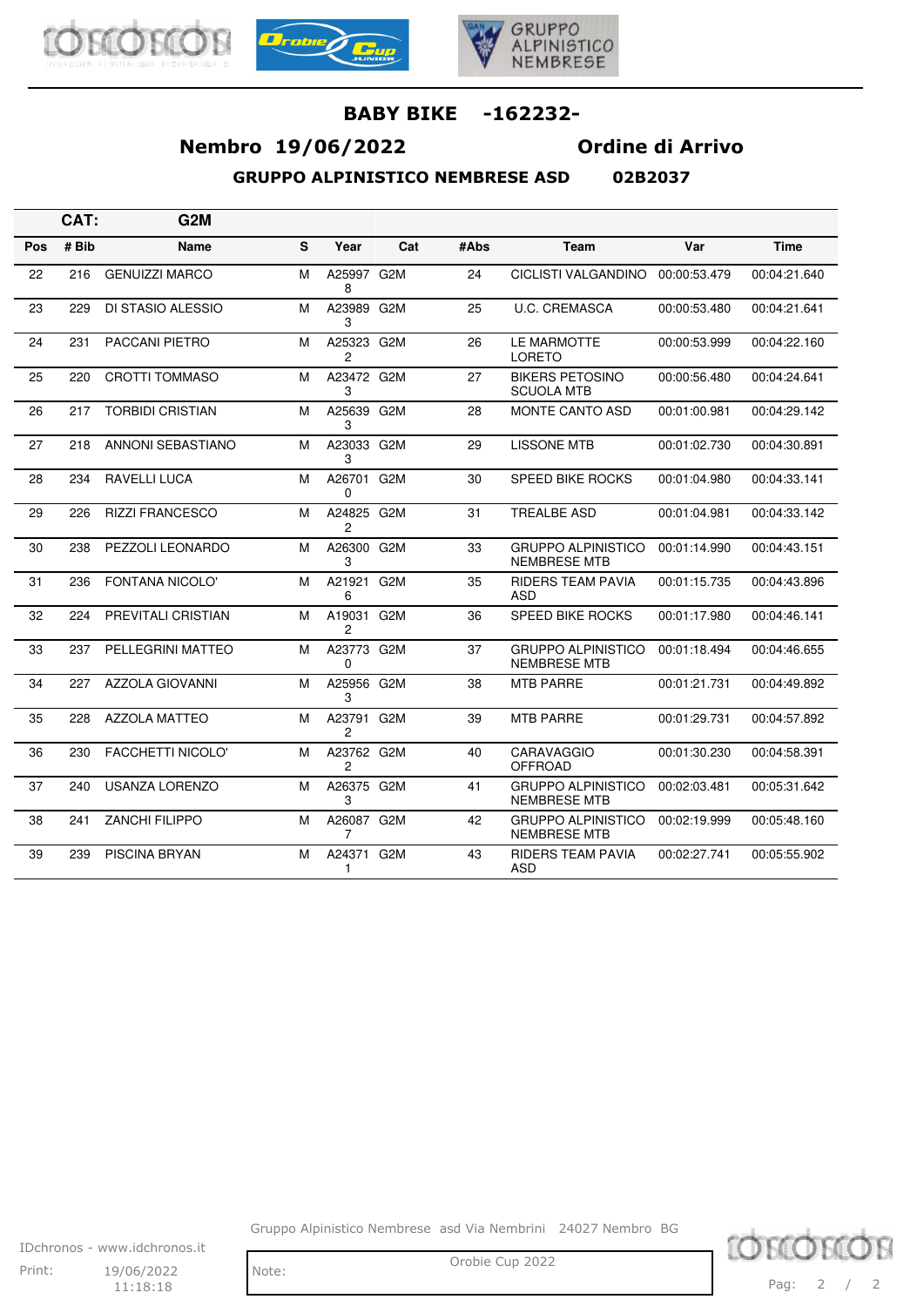# BABY BIKE -162232-

## Nembro 19/06/2022 Ordine di Arrivo

### GRUPPO ALPINISTICO NEMBRESE ASD 02B2037

**CAT: G2M**

| Pos | # Bib | Name | S | Year | Cat | #Abs | Team | Var | Time |
|---|---|---|---|---|---|---|---|---|---|
| 22 | 216 | GENUIZZI MARCO | M | A259978 | G2M | 24 | CICLISTI VALGANDINO | 00:00:53.479 | 00:04:21.640 |
| 23 | 229 | DI STASIO ALESSIO | M | A239893 | G2M | 25 | U.C. CREMASCA | 00:00:53.480 | 00:04:21.641 |
| 24 | 231 | PACCANI PIETRO | M | A253232 | G2M | 26 | LE MARMOTTE LORETO | 00:00:53.999 | 00:04:22.160 |
| 25 | 220 | CROTTI TOMMASO | M | A234723 | G2M | 27 | BIKERS PETOSINO SCUOLA MTB | 00:00:56.480 | 00:04:24.641 |
| 26 | 217 | TORBIDI CRISTIAN | M | A256393 | G2M | 28 | MONTE CANTO ASD | 00:01:00.981 | 00:04:29.142 |
| 27 | 218 | ANNONI SEBASTIANO | M | A230333 | G2M | 29 | LISSONE MTB | 00:01:02.730 | 00:04:30.891 |
| 28 | 234 | RAVELLI LUCA | M | A267010 | G2M | 30 | SPEED BIKE ROCKS | 00:01:04.980 | 00:04:33.141 |
| 29 | 226 | RIZZI FRANCESCO | M | A248252 | G2M | 31 | TREALBE ASD | 00:01:04.981 | 00:04:33.142 |
| 30 | 238 | PEZZOLI LEONARDO | M | A263003 | G2M | 33 | GRUPPO ALPINISTICO NEMBRESE MTB | 00:01:14.990 | 00:04:43.151 |
| 31 | 236 | FONTANA NICOLO' | M | A219216 | G2M | 35 | RIDERS TEAM PAVIA ASD | 00:01:15.735 | 00:04:43.896 |
| 32 | 224 | PREVITALI CRISTIAN | M | A190312 | G2M | 36 | SPEED BIKE ROCKS | 00:01:17.980 | 00:04:46.141 |
| 33 | 237 | PELLEGRINI MATTEO | M | A237730 | G2M | 37 | GRUPPO ALPINISTICO NEMBRESE MTB | 00:01:18.494 | 00:04:46.655 |
| 34 | 227 | AZZOLA GIOVANNI | M | A259563 | G2M | 38 | MTB PARRE | 00:01:21.731 | 00:04:49.892 |
| 35 | 228 | AZZOLA MATTEO | M | A237912 | G2M | 39 | MTB PARRE | 00:01:29.731 | 00:04:57.892 |
| 36 | 230 | FACCHETTI NICOLO' | M | A237622 | G2M | 40 | CARAVAGGIO OFFROAD | 00:01:30.230 | 00:04:58.391 |
| 37 | 240 | USANZA LORENZO | M | A263753 | G2M | 41 | GRUPPO ALPINISTICO NEMBRESE MTB | 00:02:03.481 | 00:05:31.642 |
| 38 | 241 | ZANCHI FILIPPO | M | A260877 | G2M | 42 | GRUPPO ALPINISTICO NEMBRESE MTB | 00:02:19.999 | 00:05:48.160 |
| 39 | 239 | PISCINA BRYAN | M | A243711 | G2M | 43 | RIDERS TEAM PAVIA ASD | 00:02:27.741 | 00:05:55.902 |

Gruppo Alpinistico Nembrese asd Via Nembrini 24027 Nembro BG

IDchronos - www.idchronos.it

Print: 19/06/2022 11:18:18

Note:

Orobie Cup 2022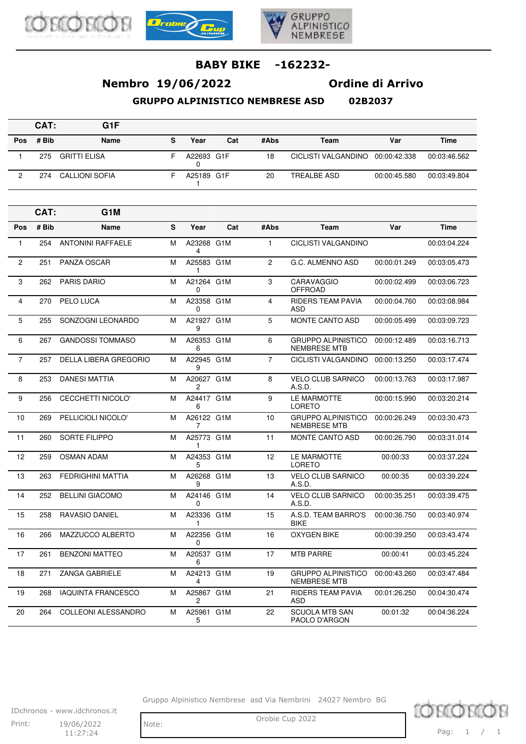# BABY BIKE -162232-

## Nembro 19/06/2022 Ordine di Arrivo

### GRUPPO ALPINISTICO NEMBRESE ASD 02B2037

**CAT: G1F**

| Pos | # Bib | Name | S | Year | Cat | #Abs | Team | Var | Time |
|---|---|---|---|---|---|---|---|---|---|
| 1 | 275 | GRITTI ELISA | F | A226930 | G1F | 18 | CICLISTI VALGANDINO | 00:00:42.338 | 00:03:46.562 |
| 2 | 274 | CALLIONI SOFIA | F | A251891 | G1F | 20 | TREALBE ASD | 00:00:45.580 | 00:03:49.804 |

**CAT: G1M**

| Pos | # Bib | Name | S | Year | Cat | #Abs | Team | Var | Time |
|---|---|---|---|---|---|---|---|---|---|
| 1 | 254 | ANTONINI RAFFAELE | M | A232684 | G1M | 1 | CICLISTI VALGANDINO | | 00:03:04.224 |
| 2 | 251 | PANZA OSCAR | M | A255831 | G1M | 2 | G.C. ALMENNO ASD | 00:00:01.249 | 00:03:05.473 |
| 3 | 262 | PARIS DARIO | M | A212640 | G1M | 3 | CARAVAGGIO OFFROAD | 00:00:02.499 | 00:03:06.723 |
| 4 | 270 | PELO LUCA | M | A233580 | G1M | 4 | RIDERS TEAM PAVIA ASD | 00:00:04.760 | 00:03:08.984 |
| 5 | 255 | SONZOGNI LEONARDO | M | A219279 | G1M | 5 | MONTE CANTO ASD | 00:00:05.499 | 00:03:09.723 |
| 6 | 267 | GANDOSSI TOMMASO | M | A263536 | G1M | 6 | GRUPPO ALPINISTICO NEMBRESE MTB | 00:00:12.489 | 00:03:16.713 |
| 7 | 257 | DELLA LIBERA GREGORIO | M | A229459 | G1M | 7 | CICLISTI VALGANDINO | 00:00:13.250 | 00:03:17.474 |
| 8 | 253 | DANESI MATTIA | M | A206272 | G1M | 8 | VELO CLUB SARNICO A.S.D. | 00:00:13.763 | 00:03:17.987 |
| 9 | 256 | CECCHETTI NICOLO' | M | A244176 | G1M | 9 | LE MARMOTTE LORETO | 00:00:15.990 | 00:03:20.214 |
| 10 | 269 | PELLICIOLI NICOLO' | M | A261227 | G1M | 10 | GRUPPO ALPINISTICO NEMBRESE MTB | 00:00:26.249 | 00:03:30.473 |
| 11 | 260 | SORTE FILIPPO | M | A257731 | G1M | 11 | MONTE CANTO ASD | 00:00:26.790 | 00:03:31.014 |
| 12 | 259 | OSMAN ADAM | M | A243535 | G1M | 12 | LE MARMOTTE LORETO | 00:00:33 | 00:03:37.224 |
| 13 | 263 | FEDRIGHINI MATTIA | M | A262689 | G1M | 13 | VELO CLUB SARNICO A.S.D. | 00:00:35 | 00:03:39.224 |
| 14 | 252 | BELLINI GIACOMO | M | A241460 | G1M | 14 | VELO CLUB SARNICO A.S.D. | 00:00:35.251 | 00:03:39.475 |
| 15 | 258 | RAVASIO DANIEL | M | A233361 | G1M | 15 | A.S.D. TEAM BARRO'S BIKE | 00:00:36.750 | 00:03:40.974 |
| 16 | 266 | MAZZUCCO ALBERTO | M | A223560 | G1M | 16 | OXYGEN BIKE | 00:00:39.250 | 00:03:43.474 |
| 17 | 261 | BENZONI MATTEO | M | A205376 | G1M | 17 | MTB PARRE | 00:00:41 | 00:03:45.224 |
| 18 | 271 | ZANGA GABRIELE | M | A242134 | G1M | 19 | GRUPPO ALPINISTICO NEMBRESE MTB | 00:00:43.260 | 00:03:47.484 |
| 19 | 268 | IAQUINTA FRANCESCO | M | A258672 | G1M | 21 | RIDERS TEAM PAVIA ASD | 00:01:26.250 | 00:04:30.474 |
| 20 | 264 | COLLEONI ALESSANDRO | M | A259615 | G1M | 22 | SCUOLA MTB SAN PAOLO D'ARGON | 00:01:32 | 00:04:36.224 |

Gruppo Alpinistico Nembrese asd Via Nembrini 24027 Nembro BG

IDchronos - www.idchronos.it

Print: 19/06/2022 11:27:24

Note: Orobie Cup 2022